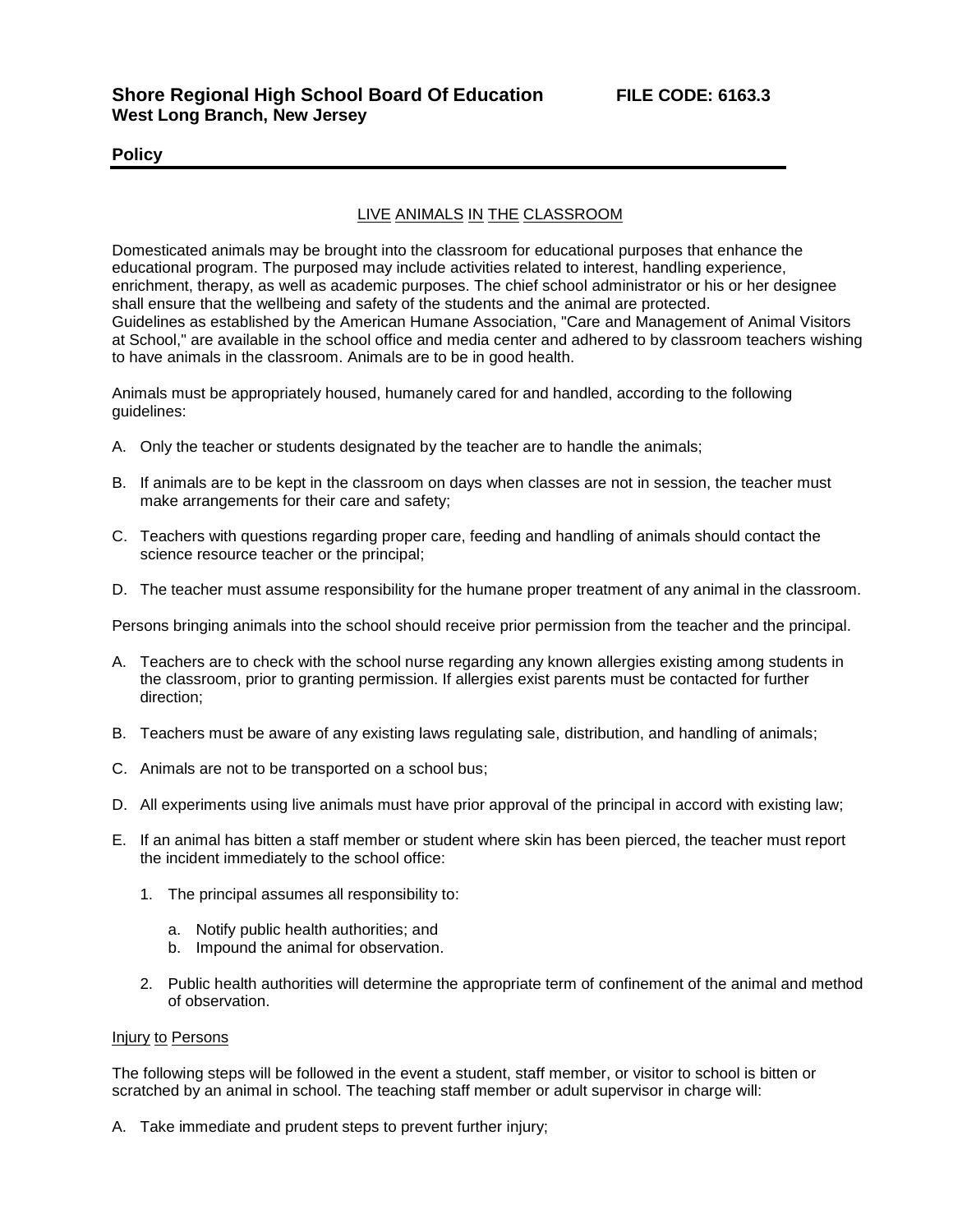**Shore Regional High School Board Of Education** **FILE CODE: 6163.3**
**West Long Branch, New Jersey**

**Policy**

## LIVE ANIMALS IN THE CLASSROOM

Domesticated animals may be brought into the classroom for educational purposes that enhance the educational program. The purposed may include activities related to interest, handling experience, enrichment, therapy, as well as academic purposes. The chief school administrator or his or her designee shall ensure that the wellbeing and safety of the students and the animal are protected.
Guidelines as established by the American Humane Association, "Care and Management of Animal Visitors at School," are available in the school office and media center and adhered to by classroom teachers wishing to have animals in the classroom. Animals are to be in good health.

Animals must be appropriately housed, humanely cared for and handled, according to the following guidelines:

A. Only the teacher or students designated by the teacher are to handle the animals;

B. If animals are to be kept in the classroom on days when classes are not in session, the teacher must make arrangements for their care and safety;

C. Teachers with questions regarding proper care, feeding and handling of animals should contact the science resource teacher or the principal;

D. The teacher must assume responsibility for the humane proper treatment of any animal in the classroom.

Persons bringing animals into the school should receive prior permission from the teacher and the principal.

A. Teachers are to check with the school nurse regarding any known allergies existing among students in the classroom, prior to granting permission. If allergies exist parents must be contacted for further direction;

B. Teachers must be aware of any existing laws regulating sale, distribution, and handling of animals;

C. Animals are not to be transported on a school bus;

D. All experiments using live animals must have prior approval of the principal in accord with existing law;

E. If an animal has bitten a staff member or student where skin has been pierced, the teacher must report the incident immediately to the school office:

   1. The principal assumes all responsibility to:

      a. Notify public health authorities; and
      b. Impound the animal for observation.

   2. Public health authorities will determine the appropriate term of confinement of the animal and method of observation.

### Injury to Persons

The following steps will be followed in the event a student, staff member, or visitor to school is bitten or scratched by an animal in school. The teaching staff member or adult supervisor in charge will:

A. Take immediate and prudent steps to prevent further injury;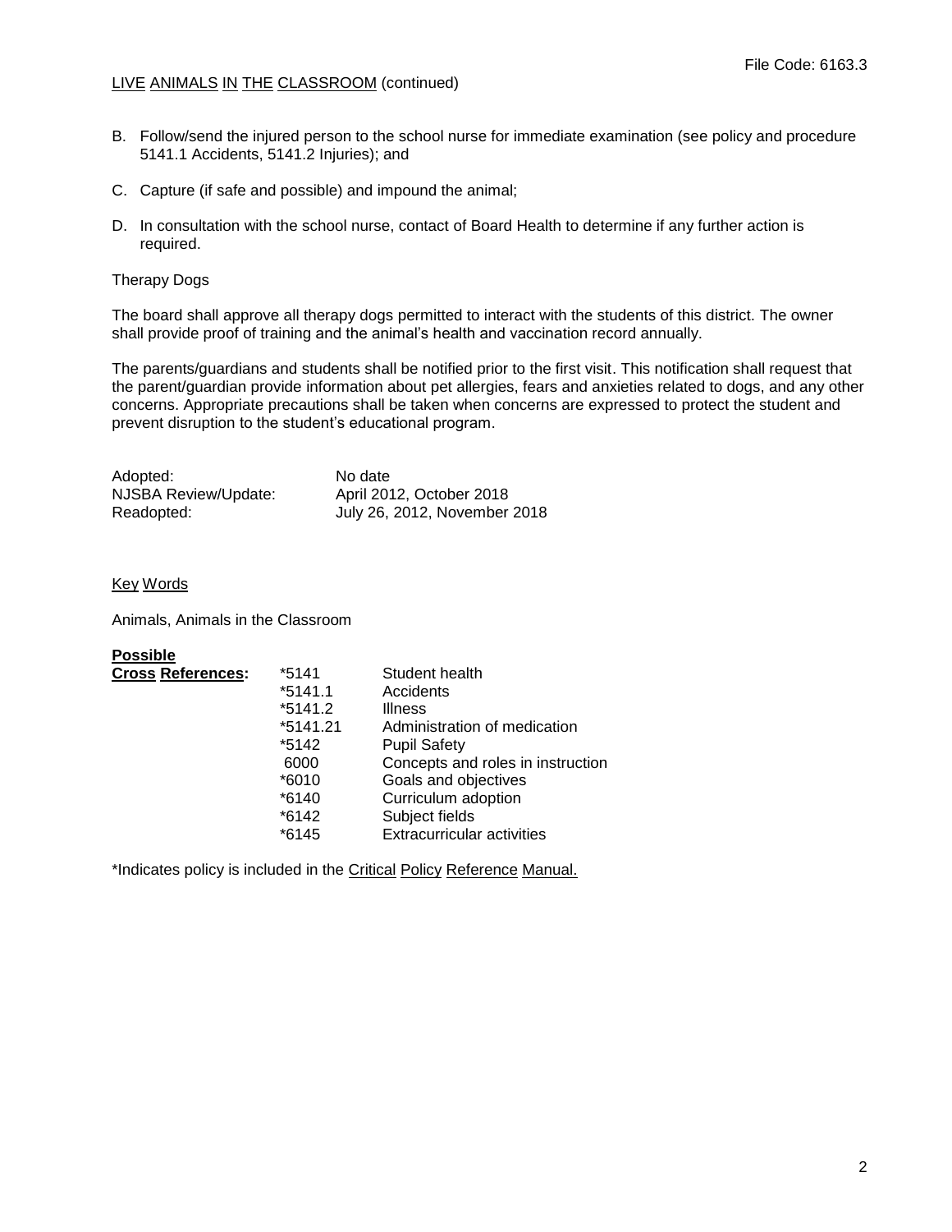LIVE ANIMALS IN THE CLASSROOM (continued)

B. Follow/send the injured person to the school nurse for immediate examination (see policy and procedure 5141.1 Accidents, 5141.2 Injuries); and

C. Capture (if safe and possible) and impound the animal;

D. In consultation with the school nurse, contact of Board Health to determine if any further action is required.

Therapy Dogs

The board shall approve all therapy dogs permitted to interact with the students of this district. The owner shall provide proof of training and the animal's health and vaccination record annually.

The parents/guardians and students shall be notified prior to the first visit. This notification shall request that the parent/guardian provide information about pet allergies, fears and anxieties related to dogs, and any other concerns. Appropriate precautions shall be taken when concerns are expressed to protect the student and prevent disruption to the student's educational program.

| | |
|---|---|
| Adopted: | No date |
| NJSBA Review/Update: | April 2012, October 2018 |
| Readopted: | July 26, 2012, November 2018 |

Key Words

Animals, Animals in the Classroom

**Possible Cross References:**

| | |
|---|---|
| *5141 | Student health |
| *5141.1 | Accidents |
| *5141.2 | Illness |
| *5141.21 | Administration of medication |
| *5142 | Pupil Safety |
| 6000 | Concepts and roles in instruction |
| *6010 | Goals and objectives |
| *6140 | Curriculum adoption |
| *6142 | Subject fields |
| *6145 | Extracurricular activities |

*Indicates policy is included in the Critical Policy Reference Manual.